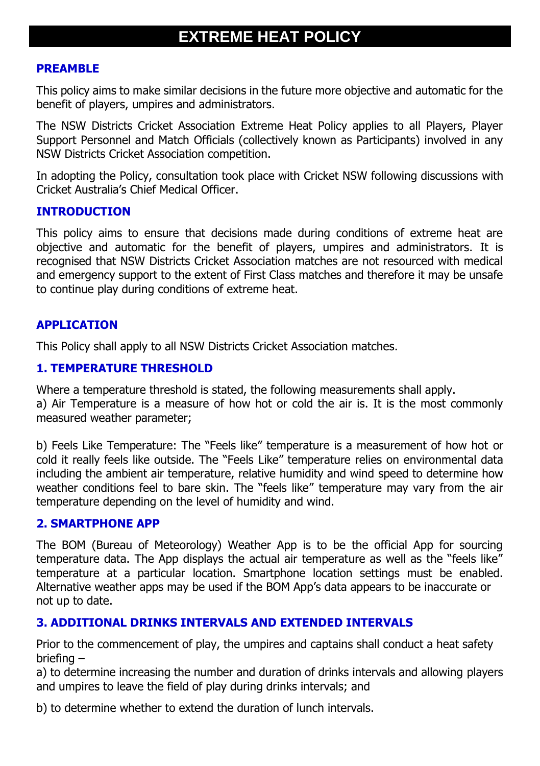# EXTREME HEAT POLICY

## PREAMBLE

This policy aims to make similar decisions in the future more objective and automatic for the benefit of players, umpires and administrators.

The NSW Districts Cricket Association Extreme Heat Policy applies to all Players, Player Support Personnel and Match Officials (collectively known as Participants) involved in any NSW Districts Cricket Association competition.

In adopting the Policy, consultation took place with Cricket NSW following discussions with Cricket Australia's Chief Medical Officer.

## INTRODUCTION

This policy aims to ensure that decisions made during conditions of extreme heat are objective and automatic for the benefit of players, umpires and administrators. It is recognised that NSW Districts Cricket Association matches are not resourced with medical and emergency support to the extent of First Class matches and therefore it may be unsafe to continue play during conditions of extreme heat.

## APPLICATION

This Policy shall apply to all NSW Districts Cricket Association matches.

## 1. TEMPERATURE THRESHOLD

Where a temperature threshold is stated, the following measurements shall apply.
a) Air Temperature is a measure of how hot or cold the air is. It is the most commonly measured weather parameter;

b) Feels Like Temperature: The "Feels like" temperature is a measurement of how hot or cold it really feels like outside. The "Feels Like" temperature relies on environmental data including the ambient air temperature, relative humidity and wind speed to determine how weather conditions feel to bare skin. The "feels like" temperature may vary from the air temperature depending on the level of humidity and wind.

## 2. SMARTPHONE APP

The BOM (Bureau of Meteorology) Weather App is to be the official App for sourcing temperature data. The App displays the actual air temperature as well as the "feels like" temperature at a particular location. Smartphone location settings must be enabled. Alternative weather apps may be used if the BOM App's data appears to be inaccurate or not up to date.

## 3. ADDITIONAL DRINKS INTERVALS AND EXTENDED INTERVALS

Prior to the commencement of play, the umpires and captains shall conduct a heat safety briefing –
a) to determine increasing the number and duration of drinks intervals and allowing players and umpires to leave the field of play during drinks intervals; and

b) to determine whether to extend the duration of lunch intervals.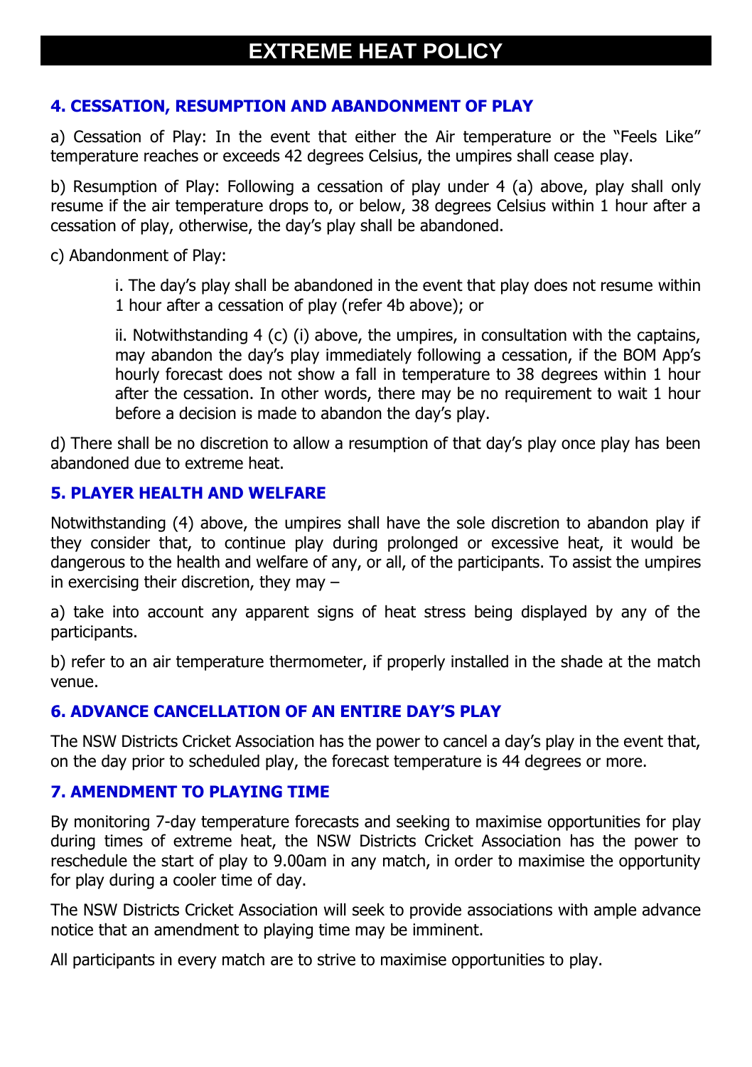# EXTREME HEAT POLICY

## 4. CESSATION, RESUMPTION AND ABANDONMENT OF PLAY

a) Cessation of Play: In the event that either the Air temperature or the "Feels Like" temperature reaches or exceeds 42 degrees Celsius, the umpires shall cease play.

b) Resumption of Play: Following a cessation of play under 4 (a) above, play shall only resume if the air temperature drops to, or below, 38 degrees Celsius within 1 hour after a cessation of play, otherwise, the day's play shall be abandoned.

c) Abandonment of Play:

> i. The day's play shall be abandoned in the event that play does not resume within 1 hour after a cessation of play (refer 4b above); or
>
> ii. Notwithstanding 4 (c) (i) above, the umpires, in consultation with the captains, may abandon the day's play immediately following a cessation, if the BOM App's hourly forecast does not show a fall in temperature to 38 degrees within 1 hour after the cessation. In other words, there may be no requirement to wait 1 hour before a decision is made to abandon the day's play.

d) There shall be no discretion to allow a resumption of that day's play once play has been abandoned due to extreme heat.

## 5. PLAYER HEALTH AND WELFARE

Notwithstanding (4) above, the umpires shall have the sole discretion to abandon play if they consider that, to continue play during prolonged or excessive heat, it would be dangerous to the health and welfare of any, or all, of the participants. To assist the umpires in exercising their discretion, they may –

a) take into account any apparent signs of heat stress being displayed by any of the participants.

b) refer to an air temperature thermometer, if properly installed in the shade at the match venue.

## 6. ADVANCE CANCELLATION OF AN ENTIRE DAY'S PLAY

The NSW Districts Cricket Association has the power to cancel a day's play in the event that, on the day prior to scheduled play, the forecast temperature is 44 degrees or more.

## 7. AMENDMENT TO PLAYING TIME

By monitoring 7-day temperature forecasts and seeking to maximise opportunities for play during times of extreme heat, the NSW Districts Cricket Association has the power to reschedule the start of play to 9.00am in any match, in order to maximise the opportunity for play during a cooler time of day.

The NSW Districts Cricket Association will seek to provide associations with ample advance notice that an amendment to playing time may be imminent.

All participants in every match are to strive to maximise opportunities to play.